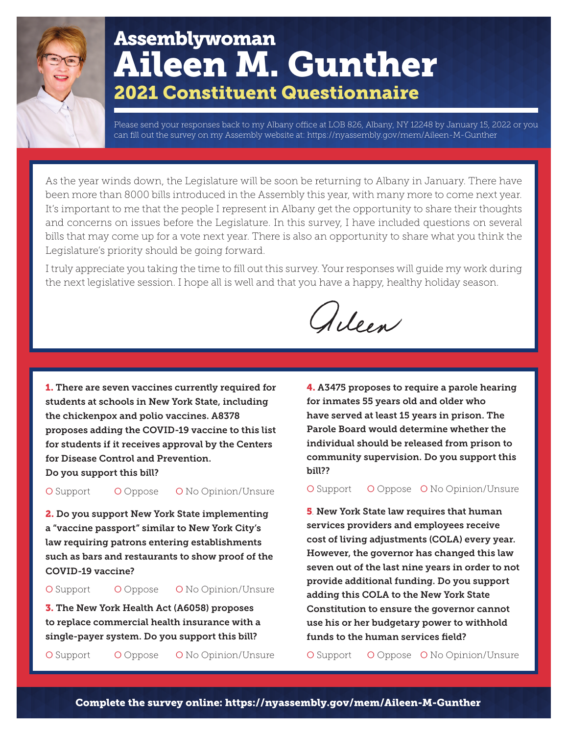# Assemblywoman Aileen M. Gunther

## 2021 Constituent Questionnaire

Please send your responses back to my Albany office at LOB 826, Albany, NY 12248 by January 15, 2022 or you can fill out the survey on my Assembly website at: https://nyassembly.gov/mem/Aileen-M-Gunther

As the year winds down, the Legislature will be soon be returning to Albany in January. There have been more than 8000 bills introduced in the Assembly this year, with many more to come next year. It's important to me that the people I represent in Albany get the opportunity to share their thoughts and concerns on issues before the Legislature. In this survey, I have included questions on several bills that may come up for a vote next year. There is also an opportunity to share what you think the Legislature's priority should be going forward.

I truly appreciate you taking the time to fill out this survey. Your responses will guide my work during the next legislative session. I hope all is well and that you have a happy, healthy holiday season.

Aileen

**1. There are seven vaccines currently required for students at schools in New York State, including the chickenpox and polio vaccines. A8378 proposes adding the COVID-19 vaccine to this list for students if it receives approval by the Centers for Disease Control and Prevention. Do you support this bill?**

O Support O Oppose O No Opinion/Unsure

**2. Do you support New York State implementing a "vaccine passport" similar to New York City's law requiring patrons entering establishments such as bars and restaurants to show proof of the COVID-19 vaccine?**

O Support O Oppose O No Opinion/Unsure

**3. The New York Health Act (A6058) proposes to replace commercial health insurance with a single-payer system. Do you support this bill?**

O Support O Oppose O No Opinion/Unsure

**4. A3475 proposes to require a parole hearing for inmates 55 years old and older who have served at least 15 years in prison. The Parole Board would determine whether the individual should be released from prison to community supervision. Do you support this bill??**

O Support O Oppose O No Opinion/Unsure

**5. New York State law requires that human services providers and employees receive cost of living adjustments (COLA) every year. However, the governor has changed this law seven out of the last nine years in order to not provide additional funding. Do you support adding this COLA to the New York State Constitution to ensure the governor cannot use his or her budgetary power to withhold funds to the human services field?**

O Support O Oppose O No Opinion/Unsure

**Complete the survey online: https://nyassembly.gov/mem/Aileen-M-Gunther**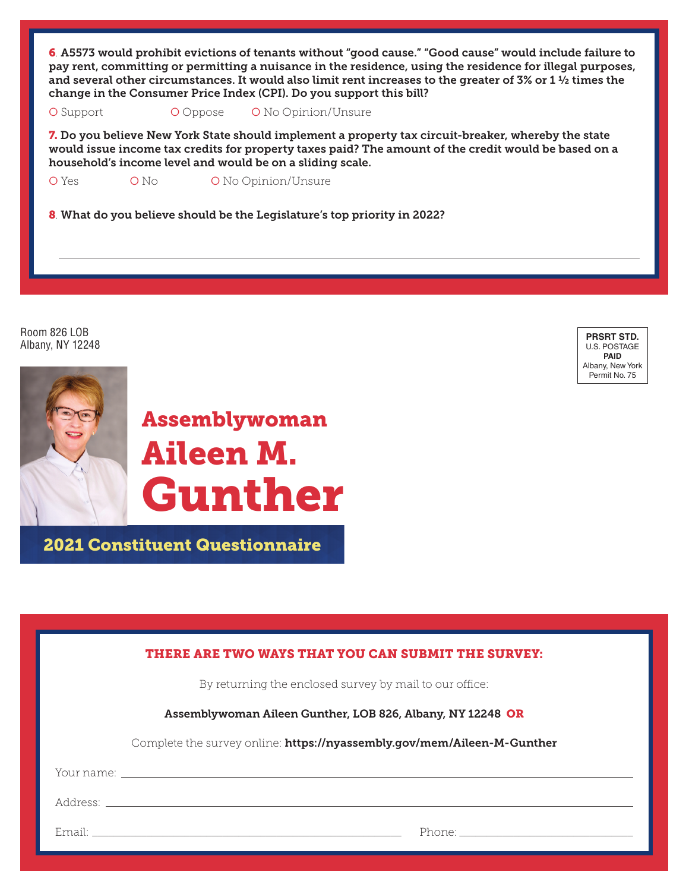6. A5573 would prohibit evictions of tenants without "good cause." "Good cause" would include failure to pay rent, committing or permitting a nuisance in the residence, using the residence for illegal purposes, and several other circumstances. It would also limit rent increases to the greater of 3% or 1 ½ times the change in the Consumer Price Index (CPI). Do you support this bill?

O Support O Oppose O No Opinion/Unsure

7. Do you believe New York State should implement a property tax circuit-breaker, whereby the state would issue income tax credits for property taxes paid? The amount of the credit would be based on a household's income level and would be on a sliding scale.

O Yes O No O No Opinion/Unsure

8. What do you believe should be the Legislature's top priority in 2022?

\_\_\_\_\_\_\_\_\_\_\_\_\_\_\_\_\_\_\_\_\_\_\_\_\_\_\_\_\_\_\_\_\_\_\_\_\_\_\_\_\_\_\_\_\_\_\_\_\_\_\_\_\_\_\_\_\_\_\_\_

Room 826 LOB
Albany, NY 12248

PRSRT STD.
U.S. POSTAGE
PAID
Albany, New York
Permit No. 75

# Assemblywoman Aileen M. Gunther

## 2021 Constituent Questionnaire

**THERE ARE TWO WAYS THAT YOU CAN SUBMIT THE SURVEY:**

By returning the enclosed survey by mail to our office:

**Assemblywoman Aileen Gunther, LOB 826, Albany, NY 12248 OR**

Complete the survey online: **https://nyassembly.gov/mem/Aileen-M-Gunther**

Your name: \_\_\_\_\_\_\_\_\_\_\_\_\_\_\_\_\_\_\_\_\_\_\_\_\_\_\_\_\_\_\_\_\_\_\_\_\_\_\_\_

Address: \_\_\_\_\_\_\_\_\_\_\_\_\_\_\_\_\_\_\_\_\_\_\_\_\_\_\_\_\_\_\_\_\_\_\_\_\_\_\_\_

Email: \_\_\_\_\_\_\_\_\_\_\_\_\_\_\_\_\_\_\_\_\_\_\_\_ Phone: \_\_\_\_\_\_\_\_\_\_\_\_\_\_\_\_